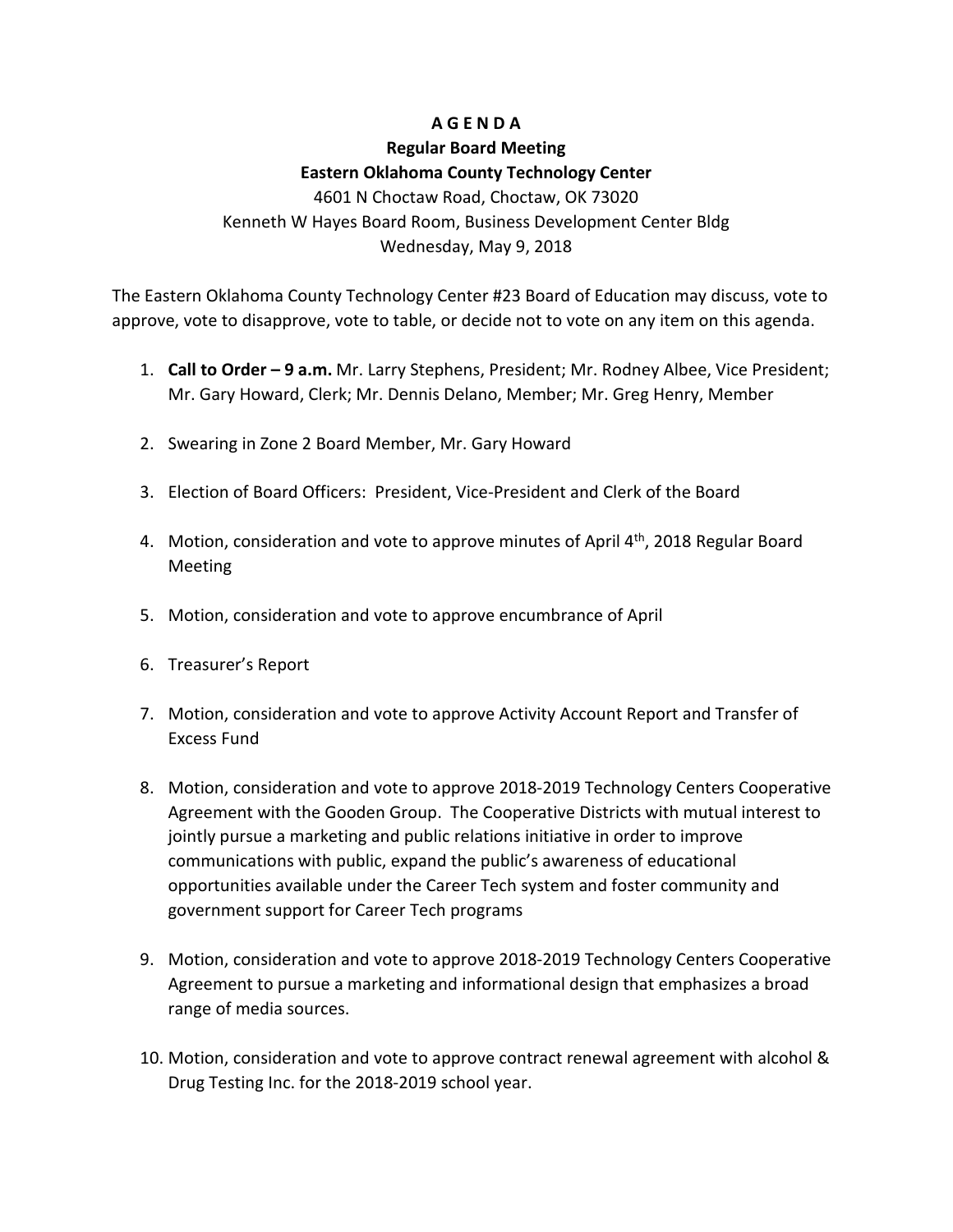# A G E N D A

## Regular Board Meeting

## Eastern Oklahoma County Technology Center

4601 N Choctaw Road, Choctaw, OK 73020
Kenneth W Hayes Board Room, Business Development Center Bldg
Wednesday, May 9, 2018

The Eastern Oklahoma County Technology Center #23 Board of Education may discuss, vote to approve, vote to disapprove, vote to table, or decide not to vote on any item on this agenda.

1. **Call to Order – 9 a.m.** Mr. Larry Stephens, President; Mr. Rodney Albee, Vice President; Mr. Gary Howard, Clerk; Mr. Dennis Delano, Member; Mr. Greg Henry, Member

2. Swearing in Zone 2 Board Member, Mr. Gary Howard

3. Election of Board Officers: President, Vice-President and Clerk of the Board

4. Motion, consideration and vote to approve minutes of April 4th, 2018 Regular Board Meeting

5. Motion, consideration and vote to approve encumbrance of April

6. Treasurer's Report

7. Motion, consideration and vote to approve Activity Account Report and Transfer of Excess Fund

8. Motion, consideration and vote to approve 2018-2019 Technology Centers Cooperative Agreement with the Gooden Group. The Cooperative Districts with mutual interest to jointly pursue a marketing and public relations initiative in order to improve communications with public, expand the public's awareness of educational opportunities available under the Career Tech system and foster community and government support for Career Tech programs

9. Motion, consideration and vote to approve 2018-2019 Technology Centers Cooperative Agreement to pursue a marketing and informational design that emphasizes a broad range of media sources.

10. Motion, consideration and vote to approve contract renewal agreement with alcohol & Drug Testing Inc. for the 2018-2019 school year.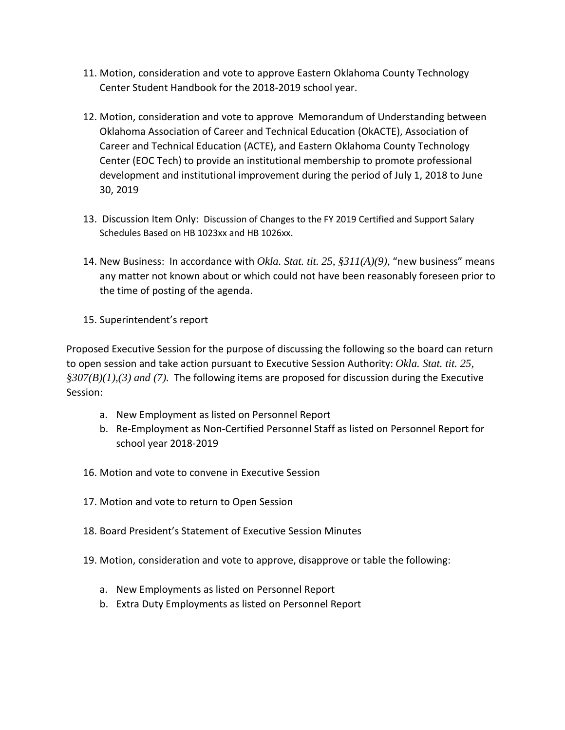11. Motion, consideration and vote to approve Eastern Oklahoma County Technology Center Student Handbook for the 2018-2019 school year.

12. Motion, consideration and vote to approve Memorandum of Understanding between Oklahoma Association of Career and Technical Education (OkACTE), Association of Career and Technical Education (ACTE), and Eastern Oklahoma County Technology Center (EOC Tech) to provide an institutional membership to promote professional development and institutional improvement during the period of July 1, 2018 to June 30, 2019

13. Discussion Item Only: Discussion of Changes to the FY 2019 Certified and Support Salary Schedules Based on HB 1023xx and HB 1026xx.

14. New Business: In accordance with *Okla. Stat. tit. 25, §311(A)(9)*, "new business" means any matter not known about or which could not have been reasonably foreseen prior to the time of posting of the agenda.

15. Superintendent's report

Proposed Executive Session for the purpose of discussing the following so the board can return to open session and take action pursuant to Executive Session Authority: *Okla. Stat. tit. 25, §307(B)(1),(3) and (7).* The following items are proposed for discussion during the Executive Session:

a. New Employment as listed on Personnel Report
b. Re-Employment as Non-Certified Personnel Staff as listed on Personnel Report for school year 2018-2019

16. Motion and vote to convene in Executive Session

17. Motion and vote to return to Open Session

18. Board President's Statement of Executive Session Minutes

19. Motion, consideration and vote to approve, disapprove or table the following:

    a. New Employments as listed on Personnel Report
    b. Extra Duty Employments as listed on Personnel Report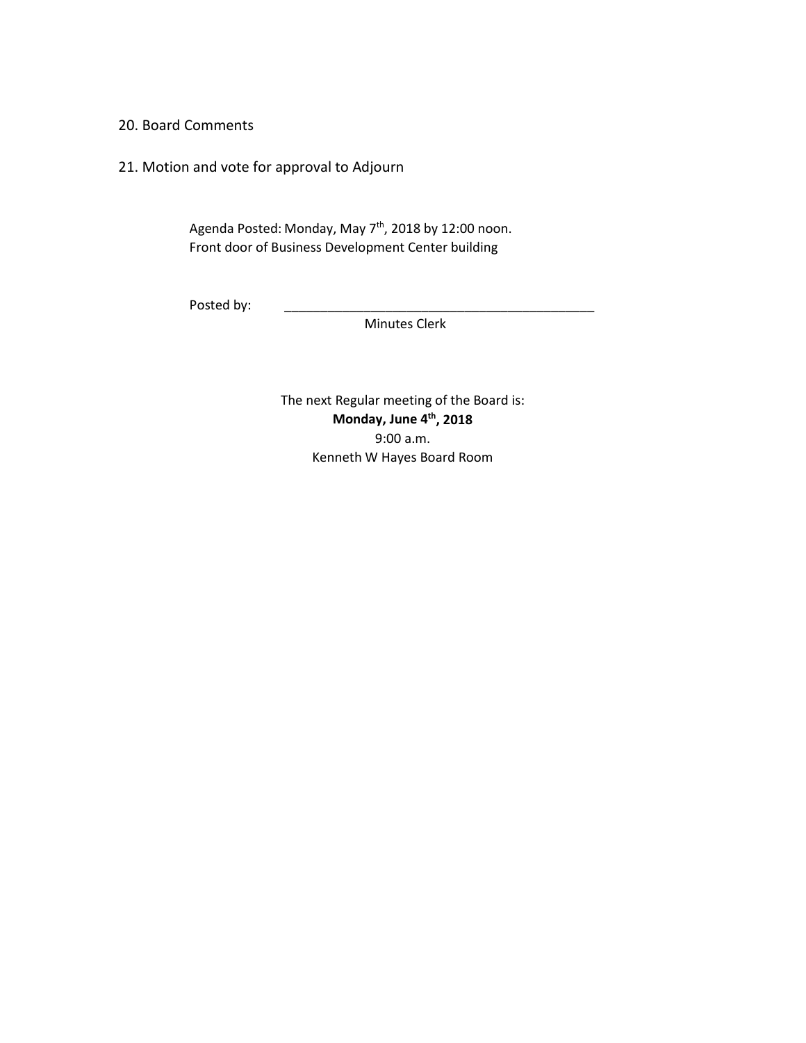20. Board Comments

21. Motion and vote for approval to Adjourn

Agenda Posted: Monday, May 7th, 2018 by 12:00 noon.
Front door of Business Development Center building

Posted by: _____________________________________________
Minutes Clerk

The next Regular meeting of the Board is:
**Monday, June 4th, 2018**
9:00 a.m.
Kenneth W Hayes Board Room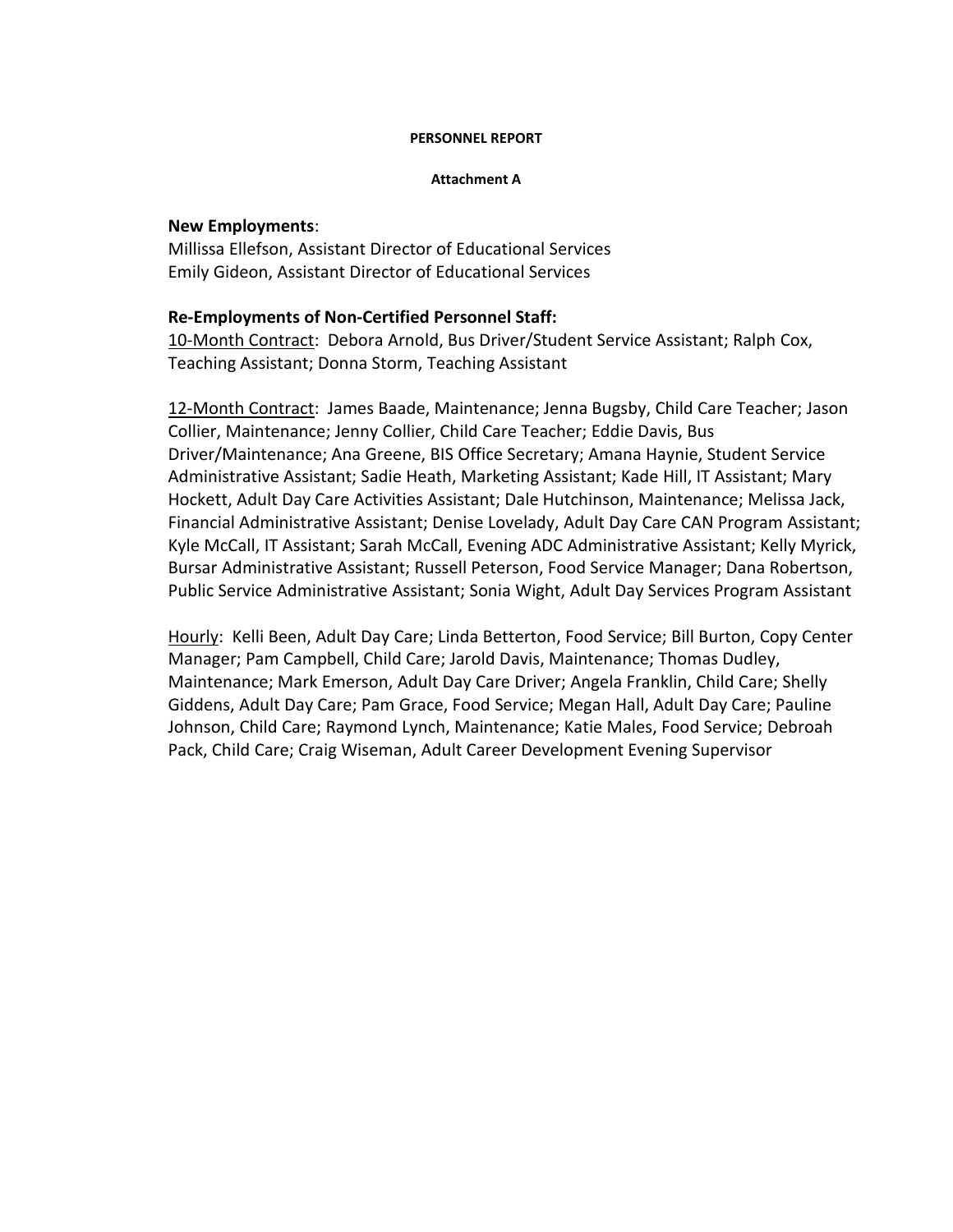**PERSONNEL REPORT**

**Attachment A**

**New Employments**:
Millissa Ellefson, Assistant Director of Educational Services
Emily Gideon, Assistant Director of Educational Services

**Re-Employments of Non-Certified Personnel Staff:**
<u>10-Month Contract</u>: Debora Arnold, Bus Driver/Student Service Assistant; Ralph Cox, Teaching Assistant; Donna Storm, Teaching Assistant

<u>12-Month Contract</u>: James Baade, Maintenance; Jenna Bugsby, Child Care Teacher; Jason Collier, Maintenance; Jenny Collier, Child Care Teacher; Eddie Davis, Bus Driver/Maintenance; Ana Greene, BIS Office Secretary; Amana Haynie, Student Service Administrative Assistant; Sadie Heath, Marketing Assistant; Kade Hill, IT Assistant; Mary Hockett, Adult Day Care Activities Assistant; Dale Hutchinson, Maintenance; Melissa Jack, Financial Administrative Assistant; Denise Lovelady, Adult Day Care CAN Program Assistant; Kyle McCall, IT Assistant; Sarah McCall, Evening ADC Administrative Assistant; Kelly Myrick, Bursar Administrative Assistant; Russell Peterson, Food Service Manager; Dana Robertson, Public Service Administrative Assistant; Sonia Wight, Adult Day Services Program Assistant

<u>Hourly</u>: Kelli Been, Adult Day Care; Linda Betterton, Food Service; Bill Burton, Copy Center Manager; Pam Campbell, Child Care; Jarold Davis, Maintenance; Thomas Dudley, Maintenance; Mark Emerson, Adult Day Care Driver; Angela Franklin, Child Care; Shelly Giddens, Adult Day Care; Pam Grace, Food Service; Megan Hall, Adult Day Care; Pauline Johnson, Child Care; Raymond Lynch, Maintenance; Katie Males, Food Service; Debroah Pack, Child Care; Craig Wiseman, Adult Career Development Evening Supervisor